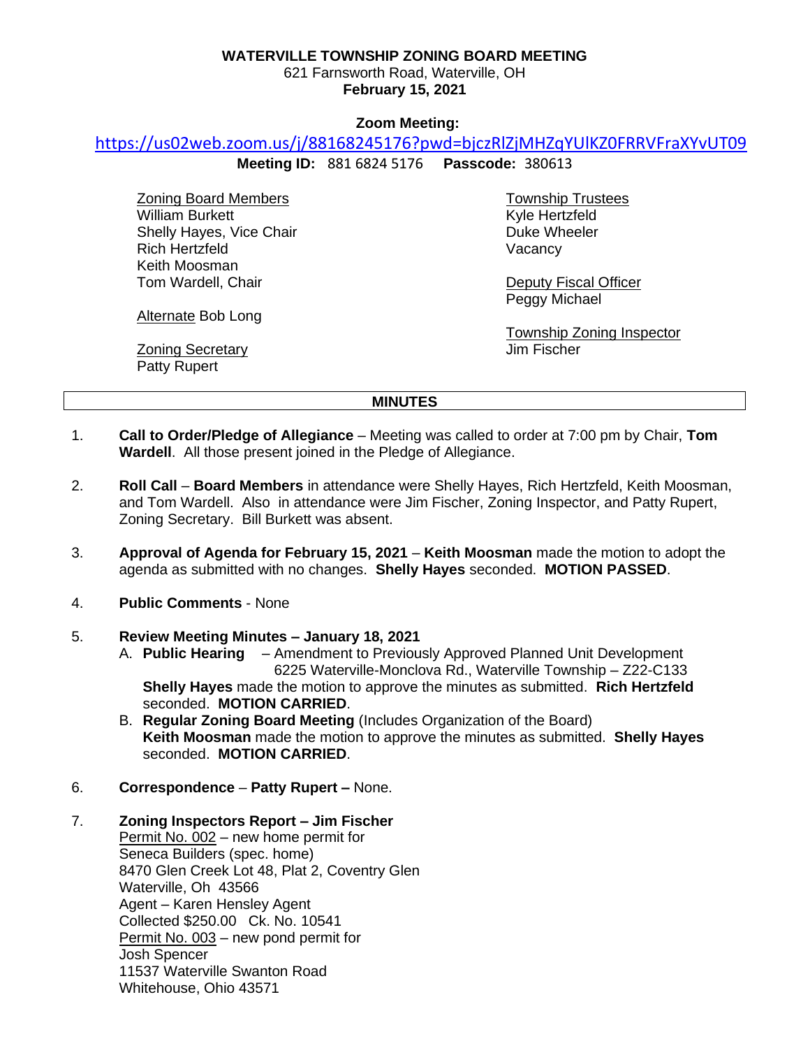**WATERVILLE TOWNSHIP ZONING BOARD MEETING**
621 Farnsworth Road, Waterville, OH
**February 15, 2021**

**Zoom Meeting:**
https://us02web.zoom.us/j/88168245176?pwd=bjczRlZjMHZqYUlKZ0FRRVFraXYvUT09
**Meeting ID:** 881 6824 5176 **Passcode:** 380613

Zoning Board Members
William Burkett
Shelly Hayes, Vice Chair
Rich Hertzfeld
Keith Moosman
Tom Wardell, Chair

Alternate Bob Long

Zoning Secretary
Patty Rupert

Township Trustees
Kyle Hertzfeld
Duke Wheeler
Vacancy

Deputy Fiscal Officer
Peggy Michael

Township Zoning Inspector
Jim Fischer

## MINUTES

1. **Call to Order/Pledge of Allegiance** – Meeting was called to order at 7:00 pm by Chair, **Tom Wardell**. All those present joined in the Pledge of Allegiance.

2. **Roll Call** – **Board Members** in attendance were Shelly Hayes, Rich Hertzfeld, Keith Moosman, and Tom Wardell. Also in attendance were Jim Fischer, Zoning Inspector, and Patty Rupert, Zoning Secretary. Bill Burkett was absent.

3. **Approval of Agenda for February 15, 2021** – **Keith Moosman** made the motion to adopt the agenda as submitted with no changes. **Shelly Hayes** seconded. **MOTION PASSED**.

4. **Public Comments** - None

5. **Review Meeting Minutes – January 18, 2021**
   A. **Public Hearing** – Amendment to Previously Approved Planned Unit Development 6225 Waterville-Monclova Rd., Waterville Township – Z22-C133
   **Shelly Hayes** made the motion to approve the minutes as submitted. **Rich Hertzfeld** seconded. **MOTION CARRIED**.
   B. **Regular Zoning Board Meeting** (Includes Organization of the Board)
   **Keith Moosman** made the motion to approve the minutes as submitted. **Shelly Hayes** seconded. **MOTION CARRIED**.

6. **Correspondence** – **Patty Rupert –** None.

7. **Zoning Inspectors Report – Jim Fischer**
   Permit No. 002 – new home permit for
   Seneca Builders (spec. home)
   8470 Glen Creek Lot 48, Plat 2, Coventry Glen
   Waterville, Oh 43566
   Agent – Karen Hensley Agent
   Collected $250.00 Ck. No. 10541
   Permit No. 003 – new pond permit for
   Josh Spencer
   11537 Waterville Swanton Road
   Whitehouse, Ohio 43571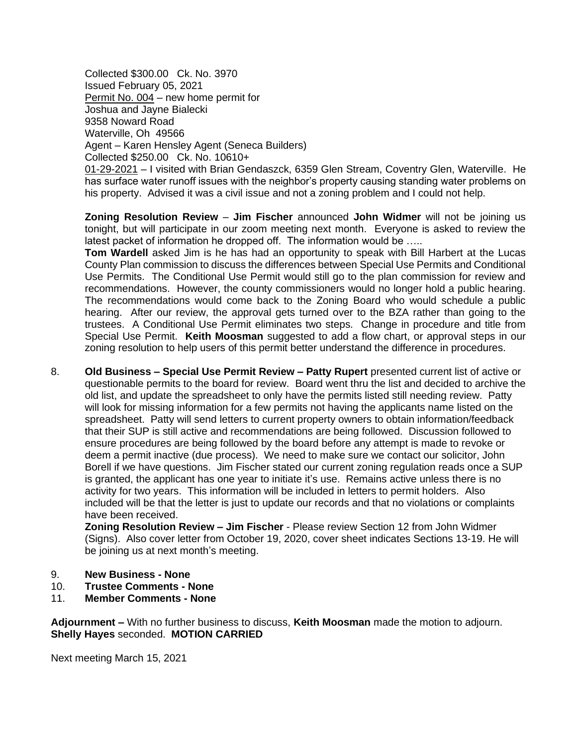Collected $300.00   Ck. No. 3970
Issued February 05, 2021
Permit No. 004 – new home permit for
Joshua and Jayne Bialecki
9358 Noward Road
Waterville, Oh  49566
Agent – Karen Hensley Agent (Seneca Builders)
Collected $250.00   Ck. No. 10610+
01-29-2021 – I visited with Brian Gendaszck, 6359 Glen Stream, Coventry Glen, Waterville.  He has surface water runoff issues with the neighbor's property causing standing water problems on his property.  Advised it was a civil issue and not a zoning problem and I could not help.

**Zoning Resolution Review** – **Jim Fischer** announced **John Widmer** will not be joining us tonight, but will participate in our zoom meeting next month.  Everyone is asked to review the latest packet of information he dropped off.  The information would be …..

**Tom Wardell** asked Jim is he has had an opportunity to speak with Bill Harbert at the Lucas County Plan commission to discuss the differences between Special Use Permits and Conditional Use Permits.  The Conditional Use Permit would still go to the plan commission for review and recommendations.  However, the county commissioners would no longer hold a public hearing.  The recommendations would come back to the Zoning Board who would schedule a public hearing.  After our review, the approval gets turned over to the BZA rather than going to the trustees.  A Conditional Use Permit eliminates two steps.  Change in procedure and title from Special Use Permit.  **Keith Moosman** suggested to add a flow chart, or approval steps in our zoning resolution to help users of this permit better understand the difference in procedures.

8. **Old Business – Special Use Permit Review – Patty Rupert** presented current list of active or questionable permits to the board for review.  Board went thru the list and decided to archive the old list, and update the spreadsheet to only have the permits listed still needing review.  Patty will look for missing information for a few permits not having the applicants name listed on the spreadsheet.  Patty will send letters to current property owners to obtain information/feedback that their SUP is still active and recommendations are being followed.  Discussion followed to ensure procedures are being followed by the board before any attempt is made to revoke or deem a permit inactive (due process).  We need to make sure we contact our solicitor, John Borell if we have questions.  Jim Fischer stated our current zoning regulation reads once a SUP is granted, the applicant has one year to initiate it's use.  Remains active unless there is no activity for two years.  This information will be included in letters to permit holders.  Also included will be that the letter is just to update our records and that no violations or complaints have been received.

   **Zoning Resolution Review – Jim Fischer** - Please review Section 12 from John Widmer (Signs).  Also cover letter from October 19, 2020, cover sheet indicates Sections 13-19. He will be joining us at next month's meeting.

9. **New Business - None**
10. **Trustee Comments - None**
11. **Member Comments - None**

**Adjournment –** With no further business to discuss, **Keith Moosman** made the motion to adjourn. **Shelly Hayes** seconded.  **MOTION CARRIED**

Next meeting March 15, 2021